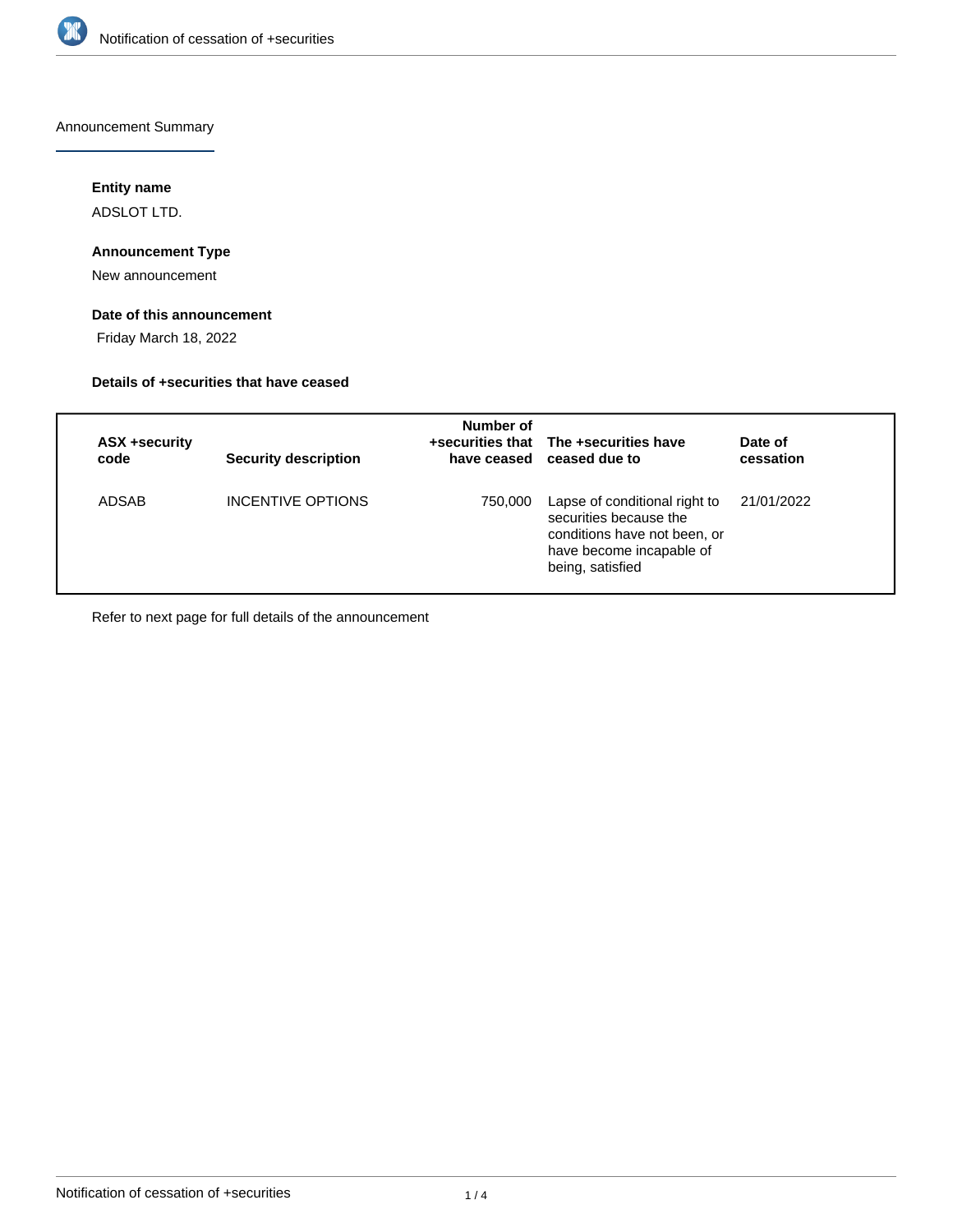# Notification of cessation of +securities

## Announcement Summary

### Entity name

ADSLOT LTD.

### Announcement Type

New announcement

### Date of this announcement

Friday March 18, 2022

### Details of +securities that have ceased

| ASX +security code | Security description | Number of +securities that have ceased | The +securities have ceased due to | Date of cessation |
|---|---|---|---|---|
| ADSAB | INCENTIVE OPTIONS | 750,000 | Lapse of conditional right to securities because the conditions have not been, or have become incapable of being, satisfied | 21/01/2022 |

Refer to next page for full details of the announcement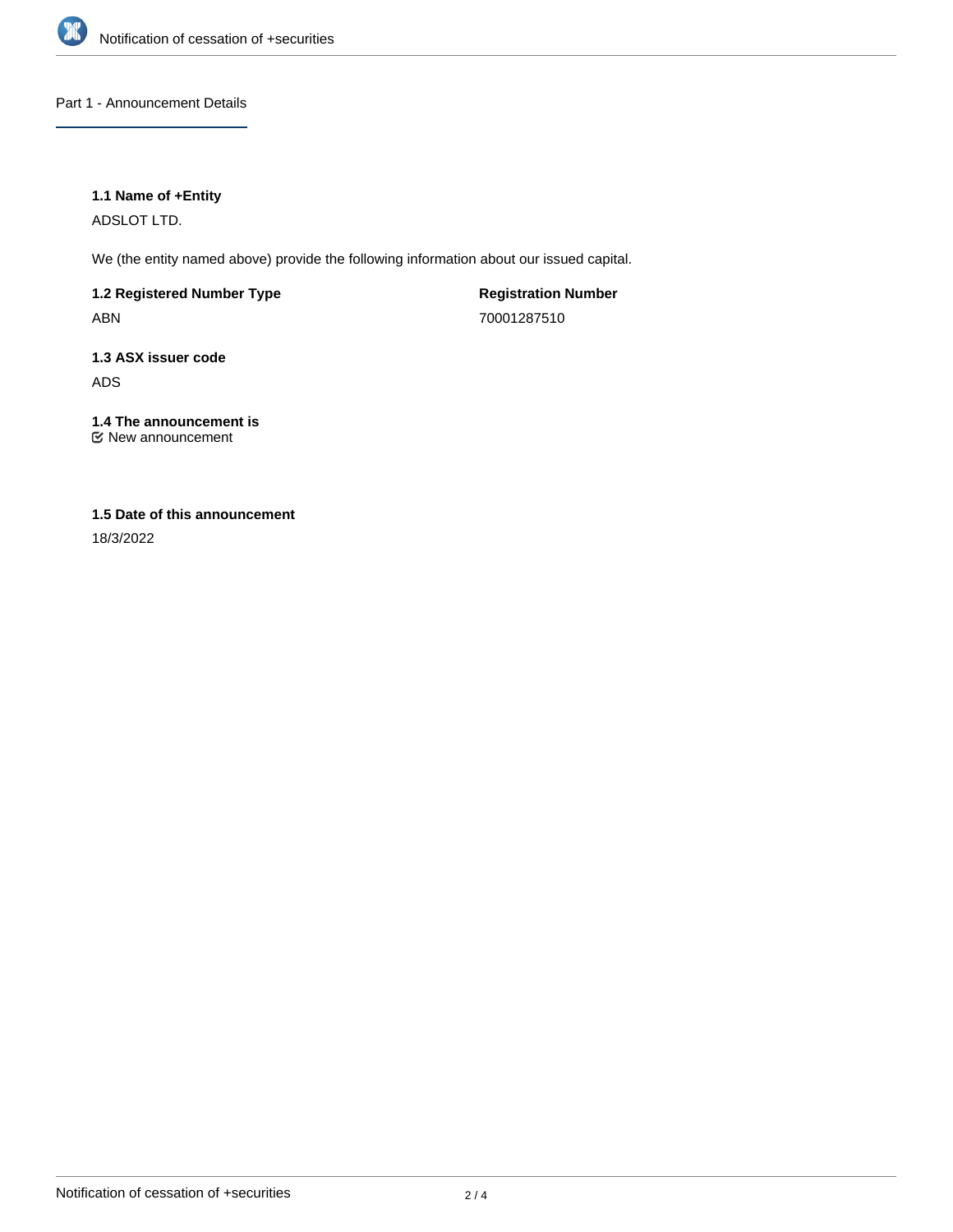## Part 1 - Announcement Details

**1.1 Name of +Entity**

ADSLOT LTD.

We (the entity named above) provide the following information about our issued capital.

**1.2 Registered Number Type**

ABN

**Registration Number**

70001287510

**1.3 ASX issuer code**

ADS

**1.4 The announcement is**

☑ New announcement

**1.5 Date of this announcement**

18/3/2022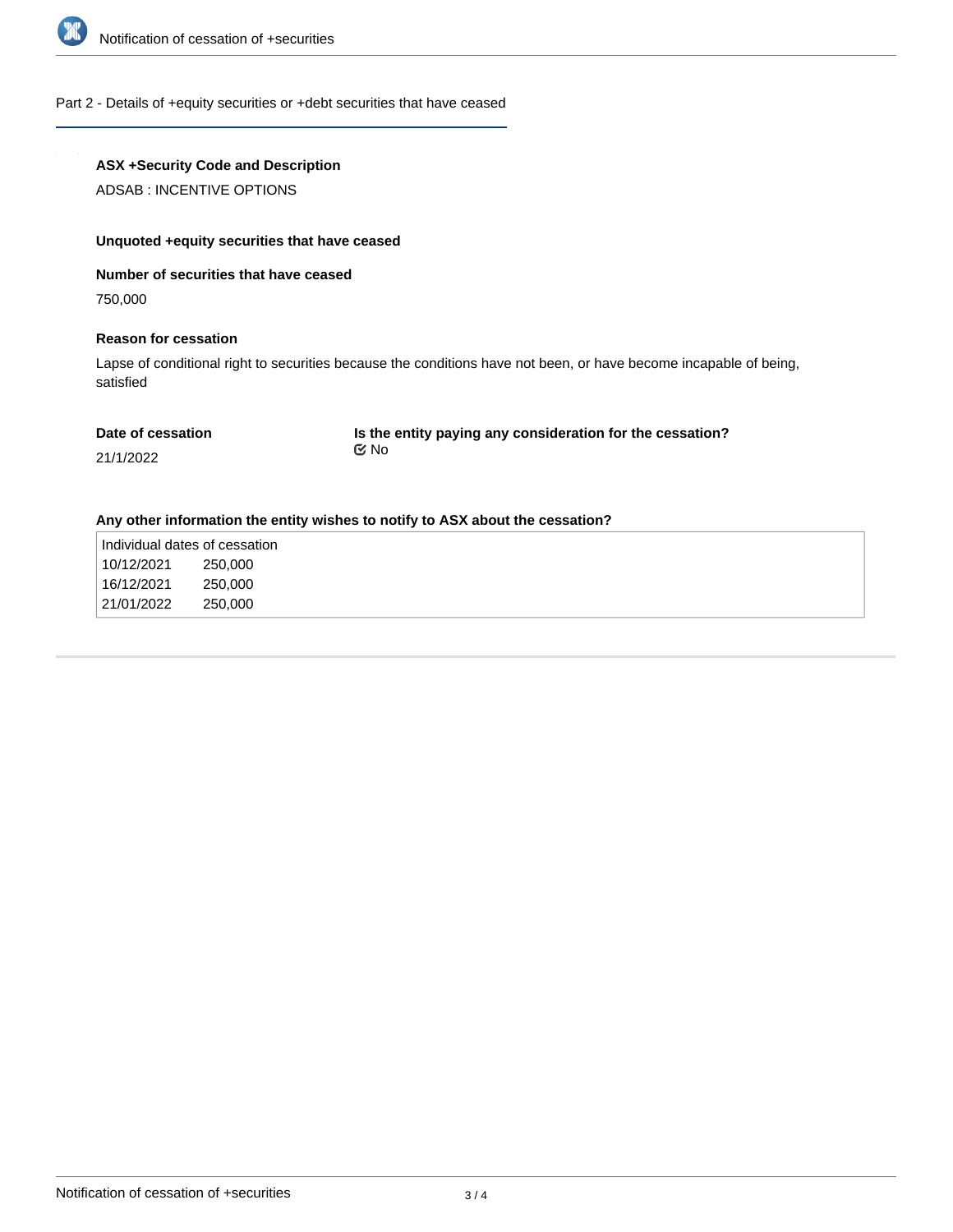## Part 2 - Details of +equity securities or +debt securities that have ceased

**ASX +Security Code and Description**

ADSAB : INCENTIVE OPTIONS

**Unquoted +equity securities that have ceased**

**Number of securities that have ceased**

750,000

**Reason for cessation**

Lapse of conditional right to securities because the conditions have not been, or have become incapable of being, satisfied

**Date of cessation**

21/1/2022

**Is the entity paying any consideration for the cessation?**

☑ No

**Any other information the entity wishes to notify to ASX about the cessation?**

Individual dates of cessation

| | |
|---|---|
| 10/12/2021 | 250,000 |
| 16/12/2021 | 250,000 |
| 21/01/2022 | 250,000 |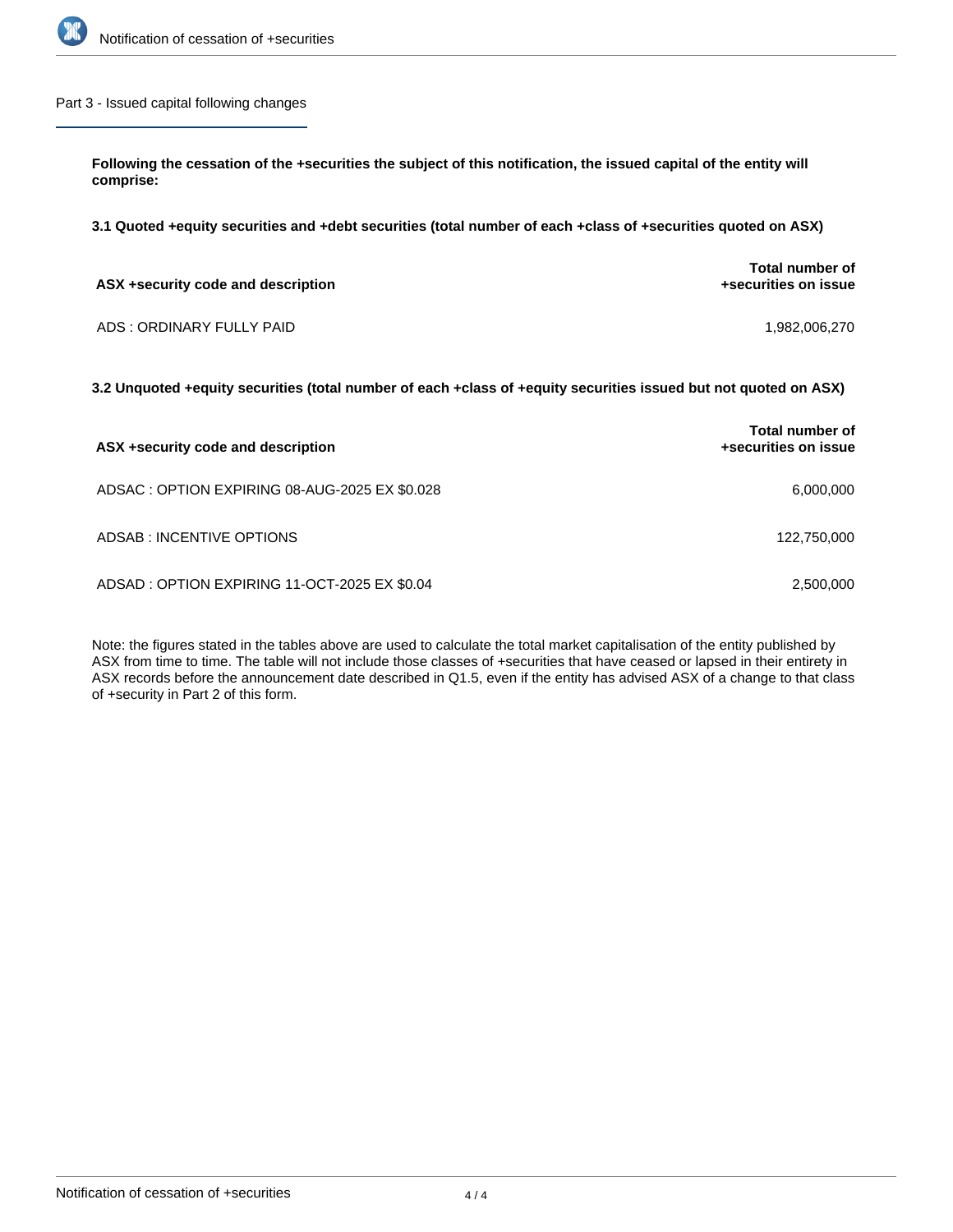## Part 3 - Issued capital following changes

**Following the cessation of the +securities the subject of this notification, the issued capital of the entity will comprise:**

**3.1 Quoted +equity securities and +debt securities (total number of each +class of +securities quoted on ASX)**

| ASX +security code and description | Total number of +securities on issue |
|---|---|
| ADS : ORDINARY FULLY PAID | 1,982,006,270 |

**3.2 Unquoted +equity securities (total number of each +class of +equity securities issued but not quoted on ASX)**

| ASX +security code and description | Total number of +securities on issue |
|---|---|
| ADSAC : OPTION EXPIRING 08-AUG-2025 EX $0.028 | 6,000,000 |
| ADSAB : INCENTIVE OPTIONS | 122,750,000 |
| ADSAD : OPTION EXPIRING 11-OCT-2025 EX $0.04 | 2,500,000 |

Note: the figures stated in the tables above are used to calculate the total market capitalisation of the entity published by ASX from time to time. The table will not include those classes of +securities that have ceased or lapsed in their entirety in ASX records before the announcement date described in Q1.5, even if the entity has advised ASX of a change to that class of +security in Part 2 of this form.